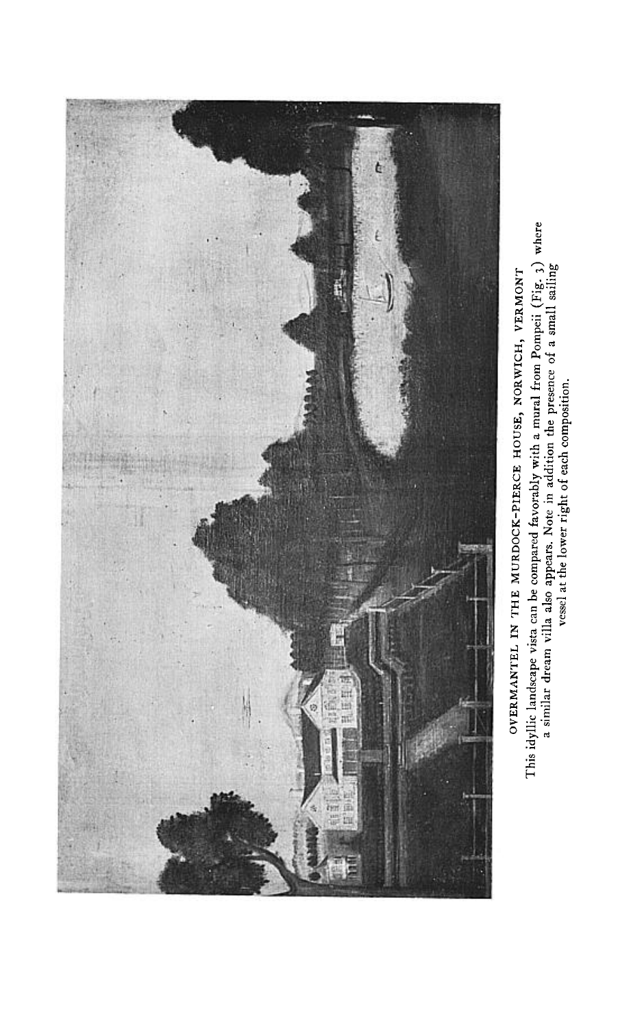OVERMANTEL IN THE MURDOCK-PIERCE HOUSE, NORWICH, VERMONT

This idyllic landscape vista can be compared favorably with a mural from Pompeii (Fig. 3) where a similar dream villa also appears. Note in addition the presence of a small sailing vessel at the lower right of each composition.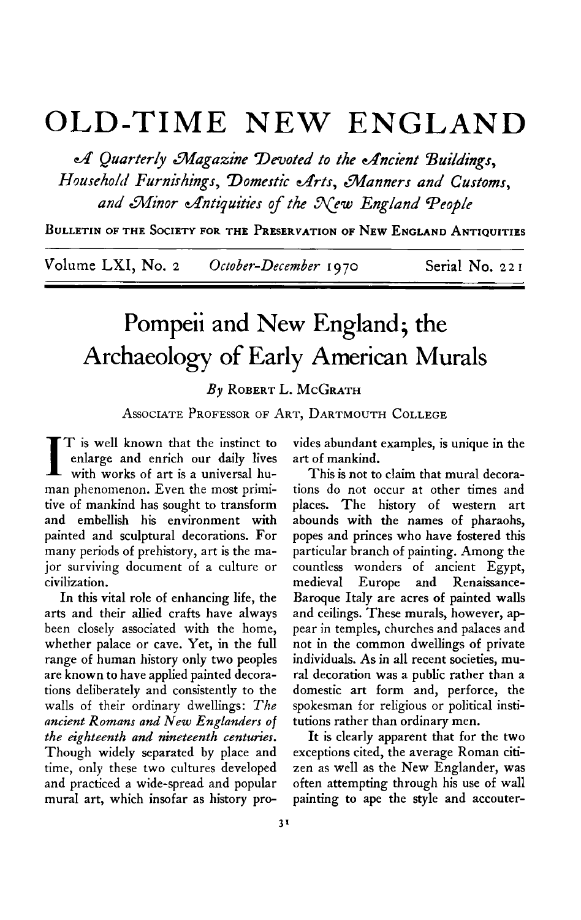# OLD-TIME NEW ENGLAND

*A Quarterly Magazine Devoted to the Ancient Buildings, Household Furnishings, Domestic Arts, Manners and Customs, and Minor Antiquities of the New England People*

BULLETIN OF THE SOCIETY FOR THE PRESERVATION OF NEW ENGLAND ANTIQUITIES

Volume LXI, No. 2 *October-December* 1970 Serial No. 221

## Pompeii and New England; the Archaeology of Early American Murals

*By* ROBERT L. MCGRATH

ASSOCIATE PROFESSOR OF ART, DARTMOUTH COLLEGE

IT is well known that the instinct to enlarge and enrich our daily lives with works of art is a universal human phenomenon. Even the most primitive of mankind has sought to transform and embellish his environment with painted and sculptural decorations. For many periods of prehistory, art is the major surviving document of a culture or civilization.

In this vital role of enhancing life, the arts and their allied crafts have always been closely associated with the home, whether palace or cave. Yet, in the full range of human history only two peoples are known to have applied painted decorations deliberately and consistently to the walls of their ordinary dwellings: *The ancient Romans and New Englanders of the eighteenth and nineteenth centuries.* Though widely separated by place and time, only these two cultures developed and practiced a wide-spread and popular mural art, which insofar as history provides abundant examples, is unique in the art of mankind.

This is not to claim that mural decorations do not occur at other times and places. The history of western art abounds with the names of pharaohs, popes and princes who have fostered this particular branch of painting. Among the countless wonders of ancient Egypt, medieval Europe and Renaissance-Baroque Italy are acres of painted walls and ceilings. These murals, however, appear in temples, churches and palaces and not in the common dwellings of private individuals. As in all recent societies, mural decoration was a public rather than a domestic art form and, perforce, the spokesman for religious or political institutions rather than ordinary men.

It is clearly apparent that for the two exceptions cited, the average Roman citizen as well as the New Englander, was often attempting through his use of wall painting to ape the style and accouter-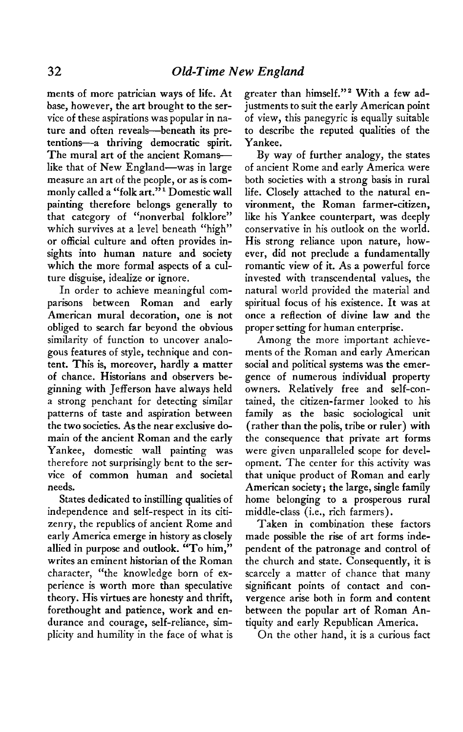ments of more patrician ways of life. At base, however, the art brought to the service of these aspirations was popular in nature and often reveals—beneath its pretentions—a thriving democratic spirit. The mural art of the ancient Romans—like that of New England—was in large measure an art of the people, or as is commonly called a "folk art."[1] Domestic wall painting therefore belongs generally to that category of "nonverbal folklore" which survives at a level beneath "high" or official culture and often provides insights into human nature and society which the more formal aspects of a culture disguise, idealize or ignore.

In order to achieve meaningful comparisons between Roman and early American mural decoration, one is not obliged to search far beyond the obvious similarity of function to uncover analogous features of style, technique and content. This is, moreover, hardly a matter of chance. Historians and observers beginning with Jefferson have always held a strong penchant for detecting similar patterns of taste and aspiration between the two societies. As the near exclusive domain of the ancient Roman and the early Yankee, domestic wall painting was therefore not surprisingly bent to the service of common human and societal needs.

States dedicated to instilling qualities of independence and self-respect in its citizenry, the republics of ancient Rome and early America emerge in history as closely allied in purpose and outlook. "To him," writes an eminent historian of the Roman character, "the knowledge born of experience is worth more than speculative theory. His virtues are honesty and thrift, forethought and patience, work and endurance and courage, self-reliance, simplicity and humility in the face of what is greater than himself."[2] With a few adjustments to suit the early American point of view, this panegyric is equally suitable to describe the reputed qualities of the Yankee.

By way of further analogy, the states of ancient Rome and early America were both societies with a strong basis in rural life. Closely attached to the natural environment, the Roman farmer-citizen, like his Yankee counterpart, was deeply conservative in his outlook on the world. His strong reliance upon nature, however, did not preclude a fundamentally romantic view of it. As a powerful force invested with transcendental values, the natural world provided the material and spiritual focus of his existence. It was at once a reflection of divine law and the proper setting for human enterprise.

Among the more important achievements of the Roman and early American social and political systems was the emergence of numerous individual property owners. Relatively free and self-contained, the citizen-farmer looked to his family as the basic sociological unit (rather than the polis, tribe or ruler) with the consequence that private art forms were given unparalleled scope for development. The center for this activity was that unique product of Roman and early American society; the large, single family home belonging to a prosperous rural middle-class (i.e., rich farmers).

Taken in combination these factors made possible the rise of art forms independent of the patronage and control of the church and state. Consequently, it is scarcely a matter of chance that many significant points of contact and convergence arise both in form and content between the popular art of Roman Antiquity and early Republican America.

On the other hand, it is a curious fact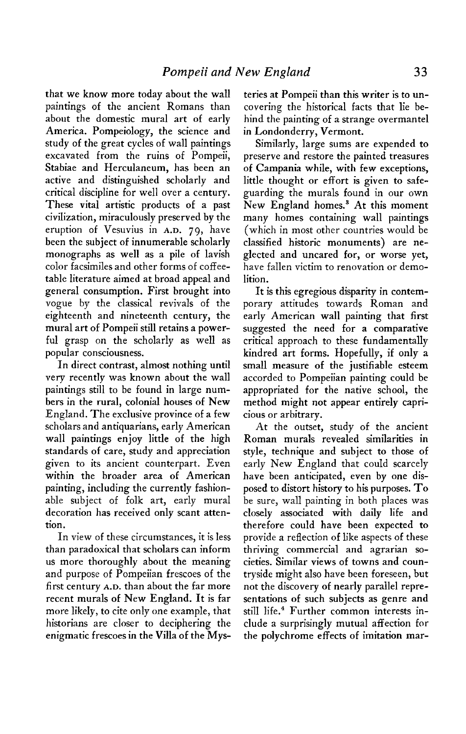that we know more today about the wall paintings of the ancient Romans than about the domestic mural art of early America. Pompeiology, the science and study of the great cycles of wall paintings excavated from the ruins of Pompeii, Stabiae and Herculaneum, has been an active and distinguished scholarly and critical discipline for well over a century. These vital artistic products of a past civilization, miraculously preserved by the eruption of Vesuvius in A.D. 79, have been the subject of innumerable scholarly monographs as well as a pile of lavish color facsimiles and other forms of coffee-table literature aimed at broad appeal and general consumption. First brought into vogue by the classical revivals of the eighteenth and nineteenth century, the mural art of Pompeii still retains a powerful grasp on the scholarly as well as popular consciousness.

In direct contrast, almost nothing until very recently was known about the wall paintings still to be found in large numbers in the rural, colonial houses of New England. The exclusive province of a few scholars and antiquarians, early American wall paintings enjoy little of the high standards of care, study and appreciation given to its ancient counterpart. Even within the broader area of American painting, including the currently fashionable subject of folk art, early mural decoration has received only scant attention.

In view of these circumstances, it is less than paradoxical that scholars can inform us more thoroughly about the meaning and purpose of Pompeiian frescoes of the first century A.D. than about the far more recent murals of New England. It is far more likely, to cite only one example, that historians are closer to deciphering the enigmatic frescoes in the Villa of the Mysteries at Pompeii than this writer is to uncovering the historical facts that lie behind the painting of a strange overmantel in Londonderry, Vermont.

Similarly, large sums are expended to preserve and restore the painted treasures of Campania while, with few exceptions, little thought or effort is given to safeguarding the murals found in our own New England homes.[3] At this moment many homes containing wall paintings (which in most other countries would be classified historic monuments) are neglected and uncared for, or worse yet, have fallen victim to renovation or demolition.

It is this egregious disparity in contemporary attitudes towards Roman and early American wall painting that first suggested the need for a comparative critical approach to these fundamentally kindred art forms. Hopefully, if only a small measure of the justifiable esteem accorded to Pompeiian painting could be appropriated for the native school, the method might not appear entirely capricious or arbitrary.

At the outset, study of the ancient Roman murals revealed similarities in style, technique and subject to those of early New England that could scarcely have been anticipated, even by one disposed to distort history to his purposes. To be sure, wall painting in both places was closely associated with daily life and therefore could have been expected to provide a reflection of like aspects of these thriving commercial and agrarian societies. Similar views of towns and countryside might also have been foreseen, but not the discovery of nearly parallel representations of such subjects as genre and still life.[4] Further common interests include a surprisingly mutual affection for the polychrome effects of imitation mar-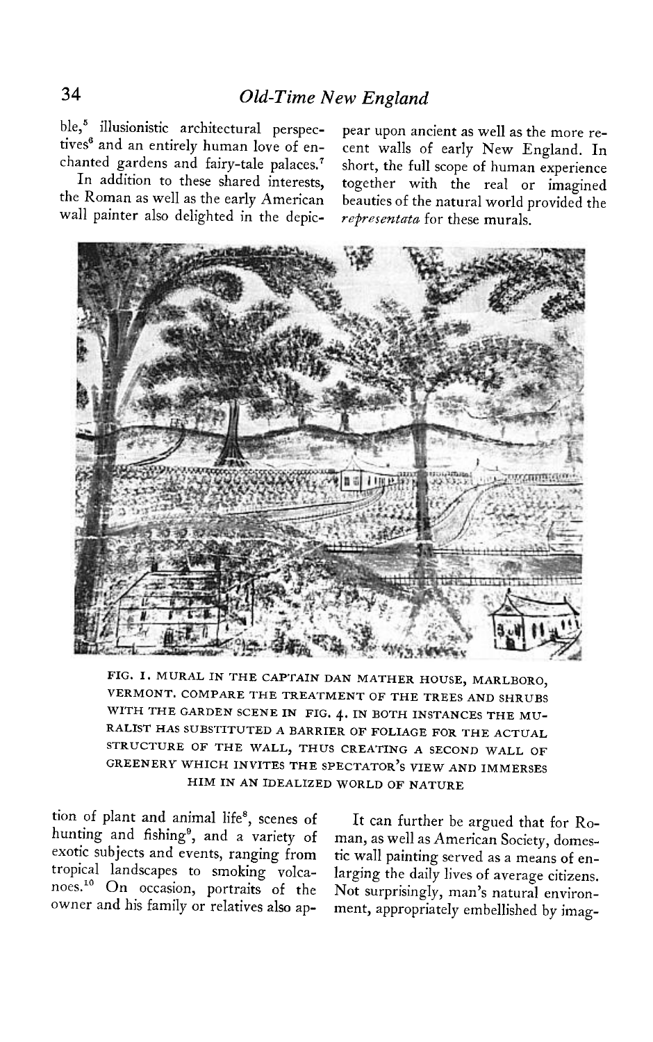ble,[5] illusionistic architectural perspectives[6] and an entirely human love of enchanted gardens and fairy-tale palaces.[7]

In addition to these shared interests, the Roman as well as the early American wall painter also delighted in the depiction of plant and animal life[8], scenes of hunting and fishing[9], and a variety of exotic subjects and events, ranging from tropical landscapes to smoking volcanoes.[10] On occasion, portraits of the owner and his family or relatives also appear upon ancient as well as the more recent walls of early New England. In short, the full scope of human experience together with the real or imagined beauties of the natural world provided the *representata* for these murals.

FIG. 1. MURAL IN THE CAPTAIN DAN MATHER HOUSE, MARLBORO, VERMONT. COMPARE THE TREATMENT OF THE TREES AND SHRUBS WITH THE GARDEN SCENE IN FIG. 4. IN BOTH INSTANCES THE MURALIST HAS SUBSTITUTED A BARRIER OF FOLIAGE FOR THE ACTUAL STRUCTURE OF THE WALL, THUS CREATING A SECOND WALL OF GREENERY WHICH INVITES THE SPECTATOR'S VIEW AND IMMERSES HIM IN AN IDEALIZED WORLD OF NATURE

It can further be argued that for Roman, as well as American Society, domestic wall painting served as a means of enlarging the daily lives of average citizens. Not surprisingly, man's natural environment, appropriately embellished by imag-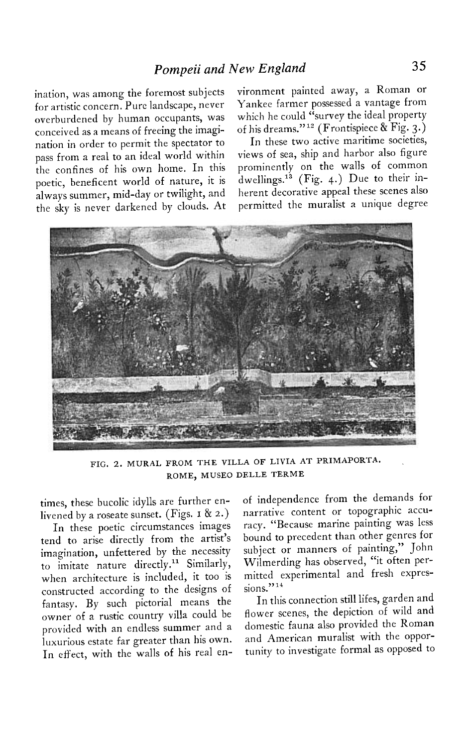ination, was among the foremost subjects for artistic concern. Pure landscape, never overburdened by human occupants, was conceived as a means of freeing the imagination in order to permit the spectator to pass from a real to an ideal world within the confines of his own home. In this poetic, beneficent world of nature, it is always summer, mid-day or twilight, and the sky is never darkened by clouds. At times, these bucolic idylls are further enlivened by a roseate sunset. (Figs. 1 & 2.)

In these poetic circumstances images tend to arise directly from the artist's imagination, unfettered by the necessity to imitate nature directly.[11] Similarly, when architecture is included, it too is constructed according to the designs of fantasy. By such pictorial means the owner of a rustic country villa could be provided with an endless summer and a luxurious estate far greater than his own. In effect, with the walls of his real environment painted away, a Roman or Yankee farmer possessed a vantage from which he could "survey the ideal property of his dreams."[12] (Frontispiece & Fig. 3.)

In these two active maritime societies, views of sea, ship and harbor also figure prominently on the walls of common dwellings.[13] (Fig. 4.) Due to their inherent decorative appeal these scenes also permitted the muralist a unique degree of independence from the demands for narrative content or topographic accuracy. "Because marine painting was less bound to precedent than other genres for subject or manners of painting," John Wilmerding has observed, "it often permitted experimental and fresh expressions."[14]

In this connection still lifes, garden and flower scenes, the depiction of wild and domestic fauna also provided the Roman and American muralist with the opportunity to investigate formal as opposed to

FIG. 2. MURAL FROM THE VILLA OF LIVIA AT PRIMAPORTA. ROME, MUSEO DELLE TERME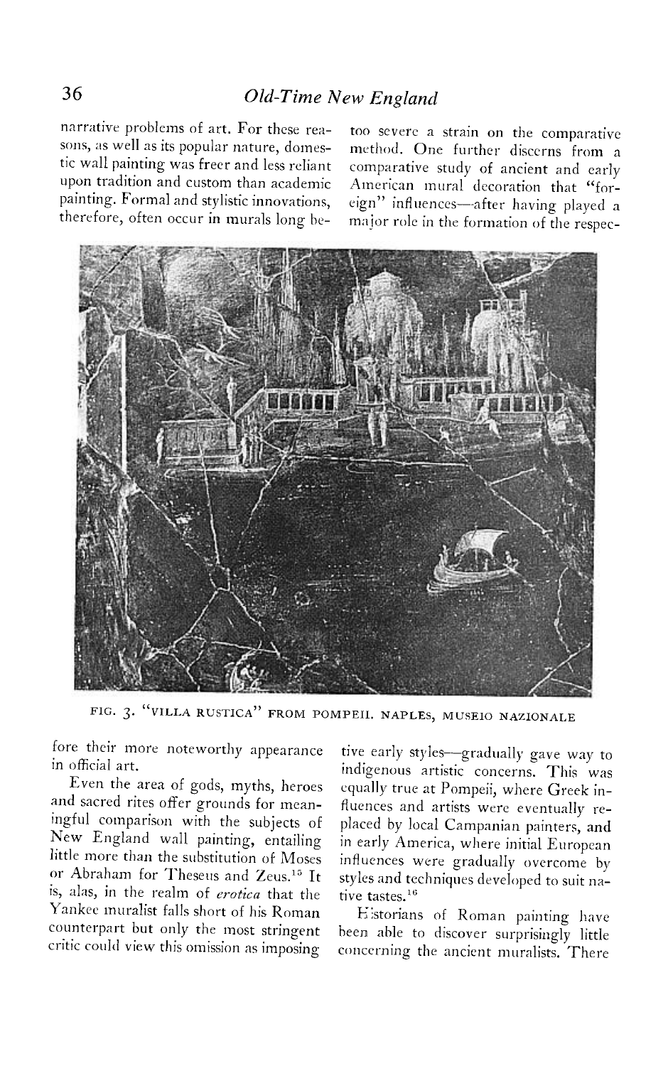narrative problems of art. For these reasons, as well as its popular nature, domestic wall painting was freer and less reliant upon tradition and custom than academic painting. Formal and stylistic innovations, therefore, often occur in murals long before their more noteworthy appearance in official art.

Even the area of gods, myths, heroes and sacred rites offer grounds for meaningful comparison with the subjects of New England wall painting, entailing little more than the substitution of Moses or Abraham for Theseus and Zeus.[15] It is, alas, in the realm of *erotica* that the Yankee muralist falls short of his Roman counterpart but only the most stringent critic could view this omission as imposing too severe a strain on the comparative method. One further discerns from a comparative study of ancient and early American mural decoration that "foreign" influences—after having played a major role in the formation of the respective early styles—gradually gave way to indigenous artistic concerns. This was equally true at Pompeii, where Greek influences and artists were eventually replaced by local Campanian painters, and in early America, where initial European influences were gradually overcome by styles and techniques developed to suit native tastes.[16]

FIG. 3. "VILLA RUSTICA" FROM POMPEII. NAPLES, MUSEIO NAZIONALE

Historians of Roman painting have been able to discover surprisingly little concerning the ancient muralists. There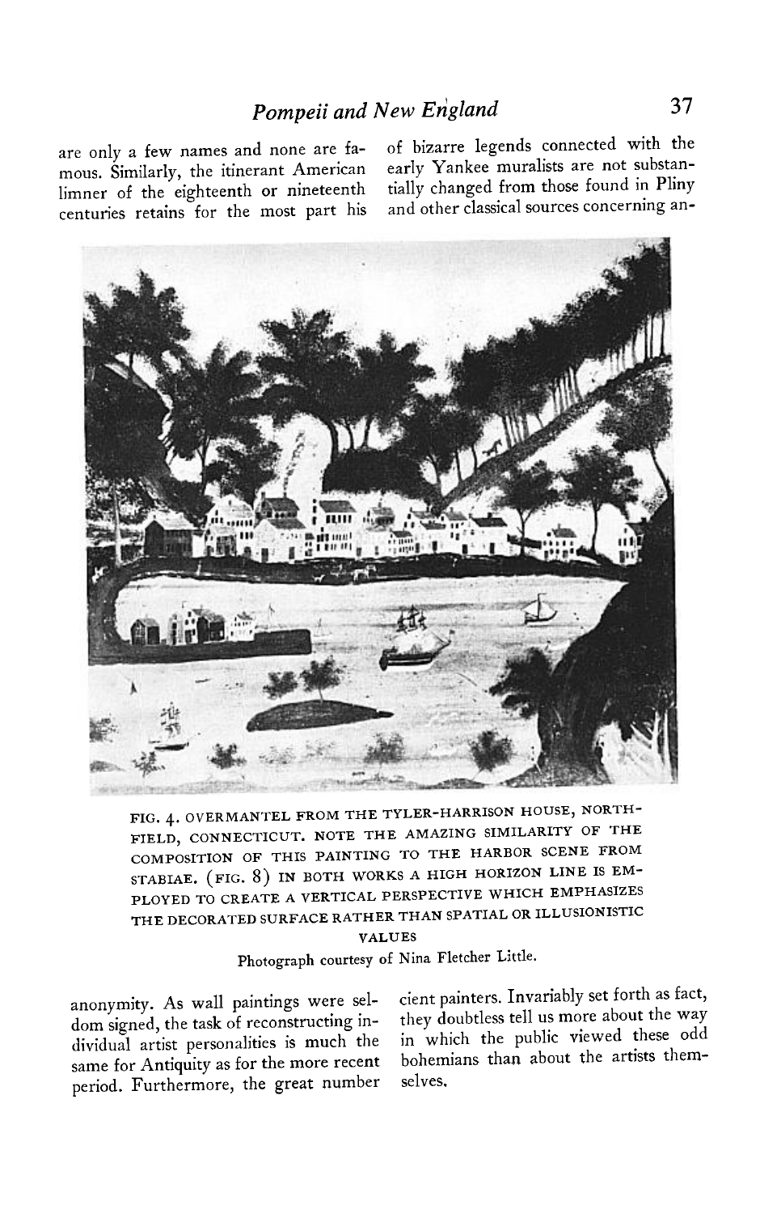are only a few names and none are famous. Similarly, the itinerant American limner of the eighteenth or nineteenth centuries retains for the most part his anonymity. As wall paintings were seldom signed, the task of reconstructing individual artist personalities is much the same for Antiquity as for the more recent period. Furthermore, the great number of bizarre legends connected with the early Yankee muralists are not substantially changed from those found in Pliny and other classical sources concerning ancient painters. Invariably set forth as fact, they doubtless tell us more about the way in which the public viewed these odd bohemians than about the artists themselves.

FIG. 4. OVERMANTEL FROM THE TYLER-HARRISON HOUSE, NORTHFIELD, CONNECTICUT. NOTE THE AMAZING SIMILARITY OF THE COMPOSITION OF THIS PAINTING TO THE HARBOR SCENE FROM STABIAE. (FIG. 8) IN BOTH WORKS A HIGH HORIZON LINE IS EMPLOYED TO CREATE A VERTICAL PERSPECTIVE WHICH EMPHASIZES THE DECORATED SURFACE RATHER THAN SPATIAL OR ILLUSIONISTIC VALUES

Photograph courtesy of Nina Fletcher Little.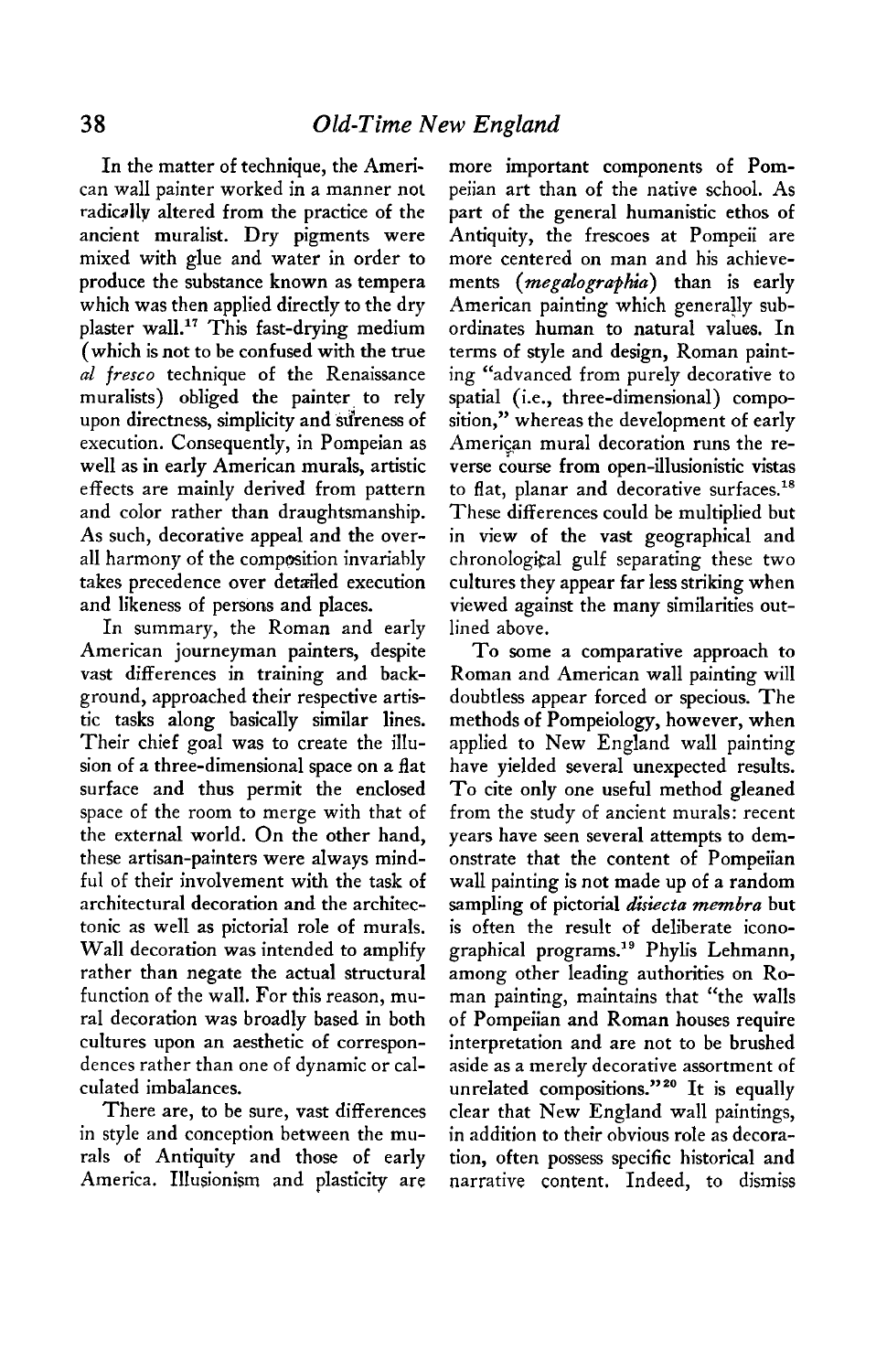In the matter of technique, the American wall painter worked in a manner not radically altered from the practice of the ancient muralist. Dry pigments were mixed with glue and water in order to produce the substance known as tempera which was then applied directly to the dry plaster wall.[17] This fast-drying medium (which is not to be confused with the true *al fresco* technique of the Renaissance muralists) obliged the painter to rely upon directness, simplicity and sureness of execution. Consequently, in Pompeian as well as in early American murals, artistic effects are mainly derived from pattern and color rather than draughtsmanship. As such, decorative appeal and the overall harmony of the composition invariably takes precedence over detailed execution and likeness of persons and places.

In summary, the Roman and early American journeyman painters, despite vast differences in training and background, approached their respective artistic tasks along basically similar lines. Their chief goal was to create the illusion of a three-dimensional space on a flat surface and thus permit the enclosed space of the room to merge with that of the external world. On the other hand, these artisan-painters were always mindful of their involvement with the task of architectural decoration and the architectonic as well as pictorial role of murals. Wall decoration was intended to amplify rather than negate the actual structural function of the wall. For this reason, mural decoration was broadly based in both cultures upon an aesthetic of correspondences rather than one of dynamic or calculated imbalances.

There are, to be sure, vast differences in style and conception between the murals of Antiquity and those of early America. Illusionism and plasticity are more important components of Pompeiian art than of the native school. As part of the general humanistic ethos of Antiquity, the frescoes at Pompeii are more centered on man and his achievements (*megalographia*) than is early American painting which generally subordinates human to natural values. In terms of style and design, Roman painting "advanced from purely decorative to spatial (i.e., three-dimensional) composition," whereas the development of early American mural decoration runs the reverse course from open-illusionistic vistas to flat, planar and decorative surfaces.[18] These differences could be multiplied but in view of the vast geographical and chronological gulf separating these two cultures they appear far less striking when viewed against the many similarities outlined above.

To some a comparative approach to Roman and American wall painting will doubtless appear forced or specious. The methods of Pompeiology, however, when applied to New England wall painting have yielded several unexpected results. To cite only one useful method gleaned from the study of ancient murals: recent years have seen several attempts to demonstrate that the content of Pompeiian wall painting is not made up of a random sampling of pictorial *disiecta membra* but is often the result of deliberate iconographical programs.[19] Phylis Lehmann, among other leading authorities on Roman painting, maintains that "the walls of Pompeiian and Roman houses require interpretation and are not to be brushed aside as a merely decorative assortment of unrelated compositions."[20] It is equally clear that New England wall paintings, in addition to their obvious role as decoration, often possess specific historical and narrative content. Indeed, to dismiss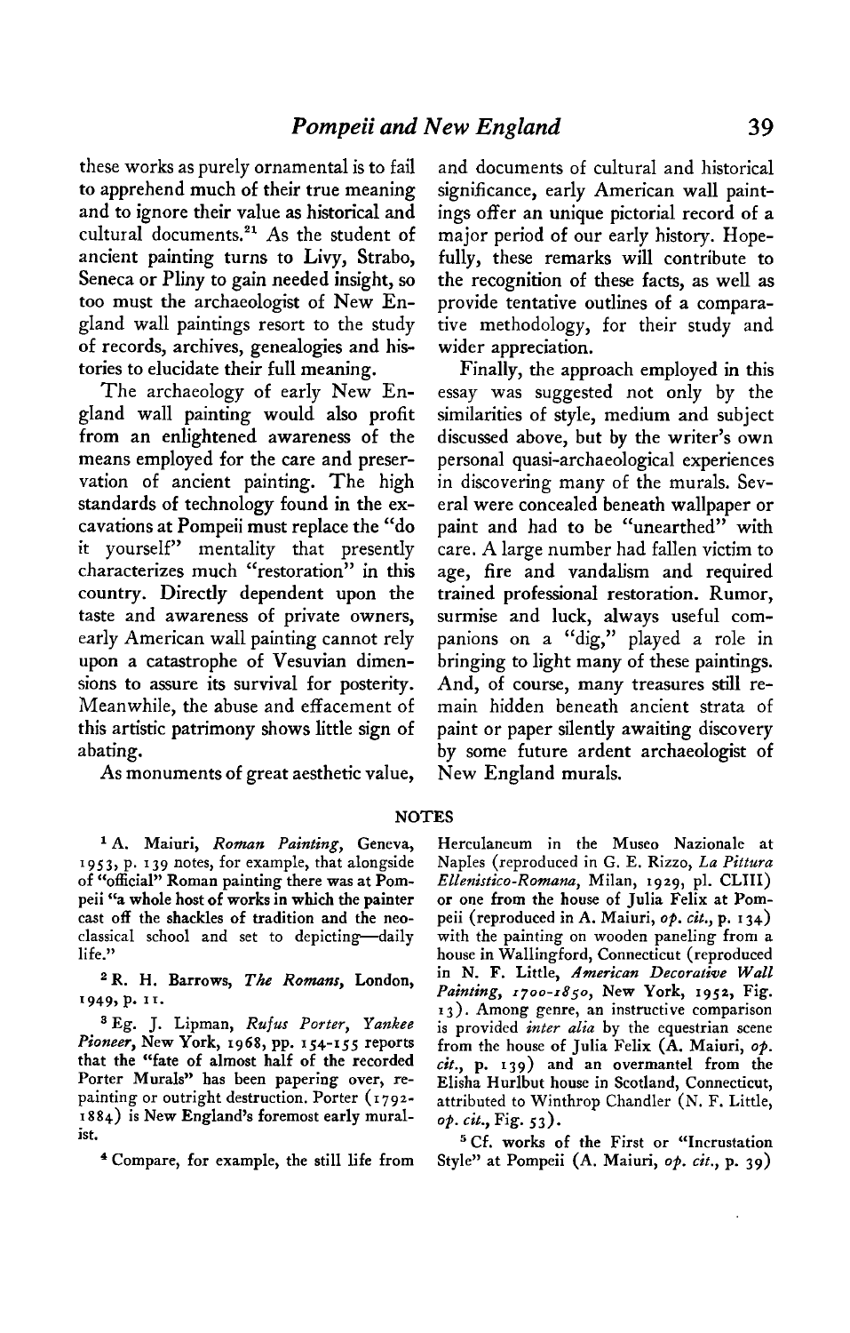these works as purely ornamental is to fail to apprehend much of their true meaning and to ignore their value as historical and cultural documents.[21] As the student of ancient painting turns to Livy, Strabo, Seneca or Pliny to gain needed insight, so too must the archaeologist of New England wall paintings resort to the study of records, archives, genealogies and histories to elucidate their full meaning.

The archaeology of early New England wall painting would also profit from an enlightened awareness of the means employed for the care and preservation of ancient painting. The high standards of technology found in the excavations at Pompeii must replace the "do it yourself" mentality that presently characterizes much "restoration" in this country. Directly dependent upon the taste and awareness of private owners, early American wall painting cannot rely upon a catastrophe of Vesuvian dimensions to assure its survival for posterity. Meanwhile, the abuse and effacement of this artistic patrimony shows little sign of abating.

As monuments of great aesthetic value, and documents of cultural and historical significance, early American wall paintings offer an unique pictorial record of a major period of our early history. Hopefully, these remarks will contribute to the recognition of these facts, as well as provide tentative outlines of a comparative methodology, for their study and wider appreciation.

Finally, the approach employed in this essay was suggested not only by the similarities of style, medium and subject discussed above, but by the writer's own personal quasi-archaeological experiences in discovering many of the murals. Several were concealed beneath wallpaper or paint and had to be "unearthed" with care. A large number had fallen victim to age, fire and vandalism and required trained professional restoration. Rumor, surmise and luck, always useful companions on a "dig," played a role in bringing to light many of these paintings. And, of course, many treasures still remain hidden beneath ancient strata of paint or paper silently awaiting discovery by some future ardent archaeologist of New England murals.

## NOTES

[1] A. Maiuri, *Roman Painting*, Geneva, 1953, p. 139 notes, for example, that alongside of "official" Roman painting there was at Pompeii "a whole host of works in which the painter cast off the shackles of tradition and the neoclassical school and set to depicting—daily life."

[2] R. H. Barrows, *The Romans*, London, 1949, p. 11.

[3] Eg. J. Lipman, *Rufus Porter, Yankee Pioneer*, New York, 1968, pp. 154-155 reports that the "fate of almost half of the recorded Porter Murals" has been papering over, repainting or outright destruction. Porter (1792-1884) is New England's foremost early muralist.

[4] Compare, for example, the still life from Herculaneum in the Museo Nazionale at Naples (reproduced in G. E. Rizzo, *La Pittura Ellenistico-Romana*, Milan, 1929, pl. CLIII) or one from the house of Julia Felix at Pompeii (reproduced in A. Maiuri, *op. cit.*, p. 134) with the painting on wooden paneling from a house in Wallingford, Connecticut (reproduced in N. F. Little, *American Decorative Wall Painting, 1700-1850*, New York, 1952, Fig. 13). Among genre, an instructive comparison is provided *inter alia* by the equestrian scene from the house of Julia Felix (A. Maiuri, *op. cit.*, p. 139) and an overmantel from the Elisha Hurlbut house in Scotland, Connecticut, attributed to Winthrop Chandler (N. F. Little, *op. cit.*, Fig. 53).

[5] Cf. works of the First or "Incrustation Style" at Pompeii (A. Maiuri, *op. cit.*, p. 39)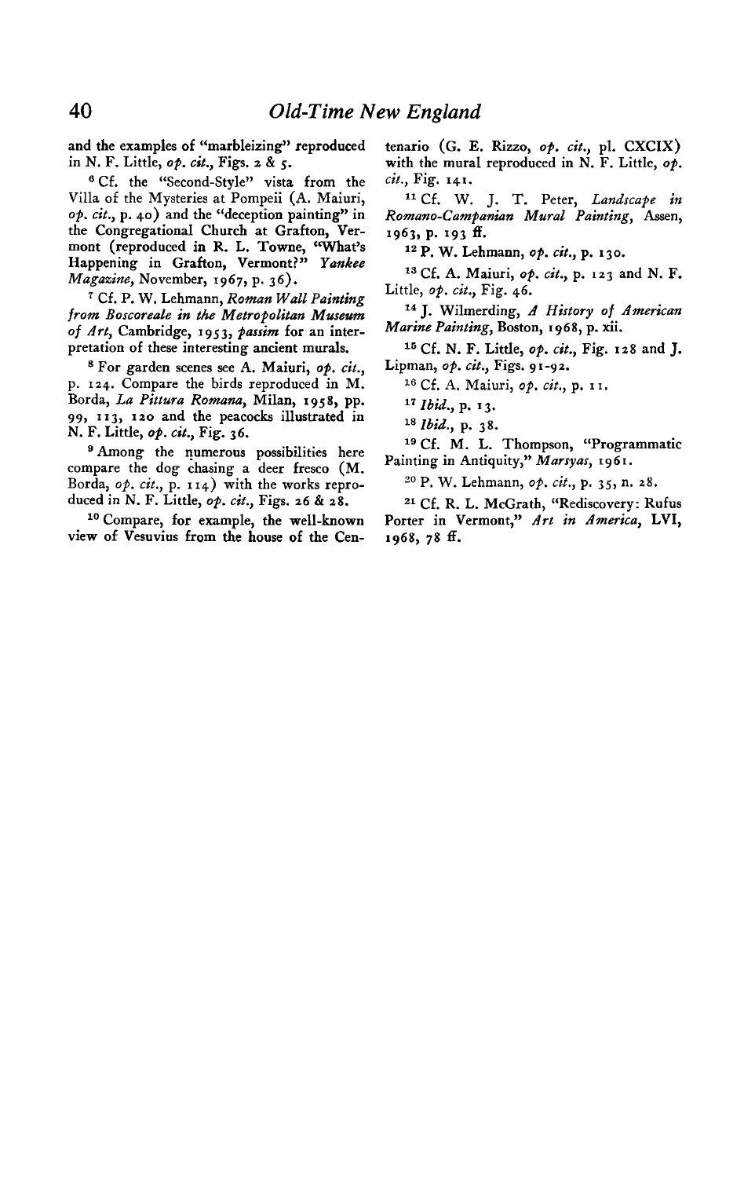and the examples of "marbleizing" reproduced in N. F. Little, *op. cit.*, Figs. 2 & 5.

[6] Cf. the "Second-Style" vista from the Villa of the Mysteries at Pompeii (A. Maiuri, *op. cit.*, p. 40) and the "deception painting" in the Congregational Church at Grafton, Vermont (reproduced in R. L. Towne, "What's Happening in Grafton, Vermont?" *Yankee Magazine*, November, 1967, p. 36).

[7] Cf. P. W. Lehmann, *Roman Wall Painting from Boscoreale in the Metropolitan Museum of Art*, Cambridge, 1953, *passim* for an interpretation of these interesting ancient murals.

[8] For garden scenes see A. Maiuri, *op. cit.*, p. 124. Compare the birds reproduced in M. Borda, *La Pittura Romana*, Milan, 1958, pp. 99, 113, 120 and the peacocks illustrated in N. F. Little, *op. cit.*, Fig. 36.

[9] Among the numerous possibilities here compare the dog chasing a deer fresco (M. Borda, *op. cit.*, p. 114) with the works reproduced in N. F. Little, *op. cit.*, Figs. 26 & 28.

[10] Compare, for example, the well-known view of Vesuvius from the house of the Centenario (G. E. Rizzo, *op. cit.*, pl. CXCIX) with the mural reproduced in N. F. Little, *op. cit.*, Fig. 141.

[11] Cf. W. J. T. Peter, *Landscape in Romano-Campanian Mural Painting*, Assen, 1963, p. 193 ff.

[12] P. W. Lehmann, *op. cit.*, p. 130.

[13] Cf. A. Maiuri, *op. cit.*, p. 123 and N. F. Little, *op. cit.*, Fig. 46.

[14] J. Wilmerding, *A History of American Marine Painting*, Boston, 1968, p. xii.

[15] Cf. N. F. Little, *op. cit.*, Fig. 128 and J. Lipman, *op. cit.*, Figs. 91-92.

[16] Cf. A. Maiuri, *op. cit.*, p. 11.

[17] *Ibid.*, p. 13.

[18] *Ibid.*, p. 38.

[19] Cf. M. L. Thompson, "Programmatic Painting in Antiquity," *Marsyas*, 1961.

[20] P. W. Lehmann, *op. cit.*, p. 35, n. 28.

[21] Cf. R. L. McGrath, "Rediscovery: Rufus Porter in Vermont," *Art in America*, LVI, 1968, 78 ff.